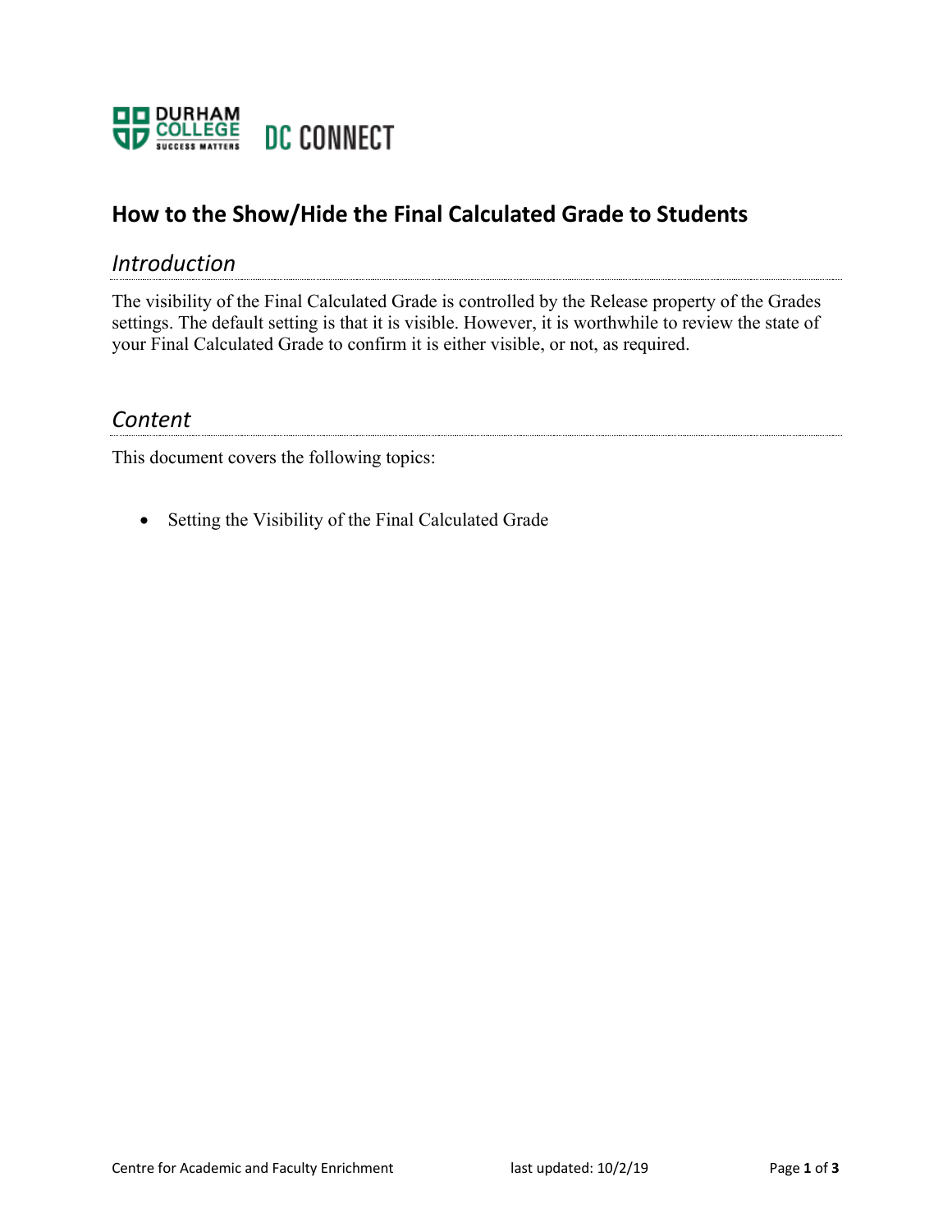# How to the Show/Hide the Final Calculated Grade to Students

## *Introduction*

The visibility of the Final Calculated Grade is controlled by the Release property of the Grades settings. The default setting is that it is visible. However, it is worthwhile to review the state of your Final Calculated Grade to confirm it is either visible, or not, as required.

## *Content*

This document covers the following topics:

- Setting the Visibility of the Final Calculated Grade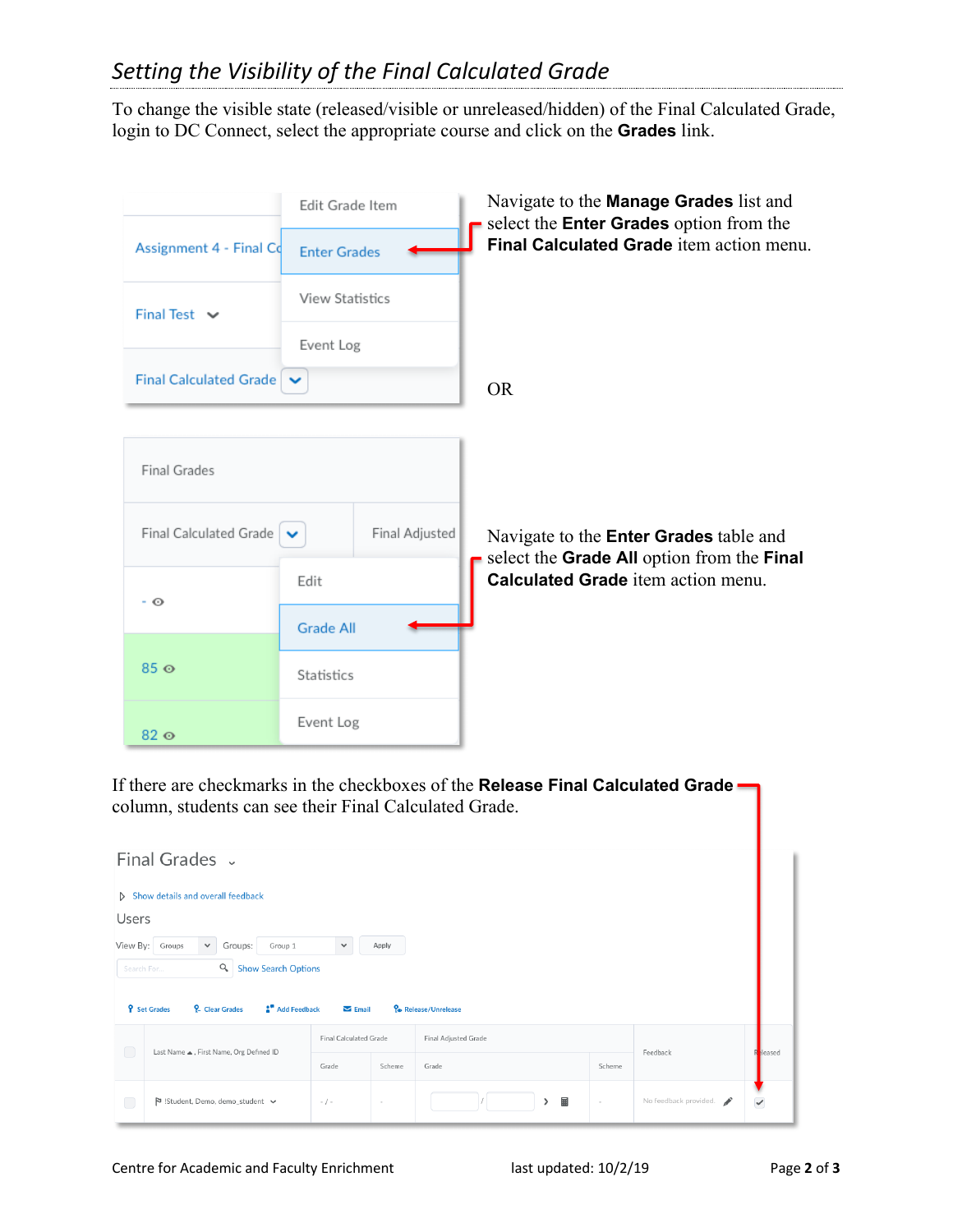## Setting the Visibility of the Final Calculated Grade

To change the visible state (released/visible or unreleased/hidden) of the Final Calculated Grade, login to DC Connect, select the appropriate course and click on the **Grades** link.

Navigate to the **Manage Grades** list and select the **Enter Grades** option from the **Final Calculated Grade** item action menu.

OR

Navigate to the **Enter Grades** table and select the **Grade All** option from the **Final Calculated Grade** item action menu.

If there are checkmarks in the checkboxes of the **Release Final Calculated Grade** column, students can see their Final Calculated Grade.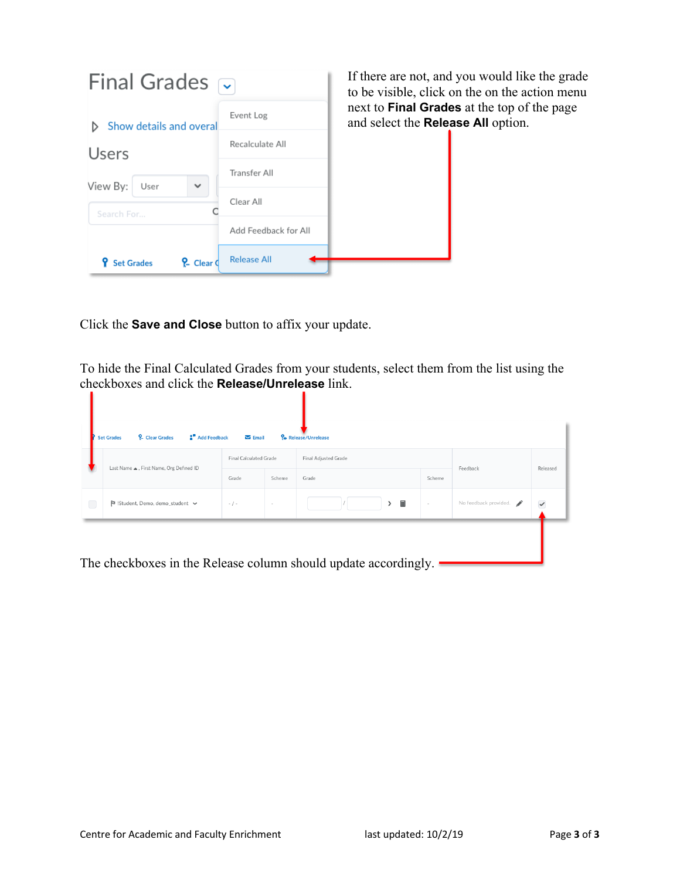If there are not, and you would like the grade to be visible, click on the on the action menu next to **Final Grades** at the top of the page and select the **Release All** option.

Click the **Save and Close** button to affix your update.

To hide the Final Calculated Grades from your students, select them from the list using the checkboxes and click the **Release/Unrelease** link.

The checkboxes in the Release column should update accordingly.